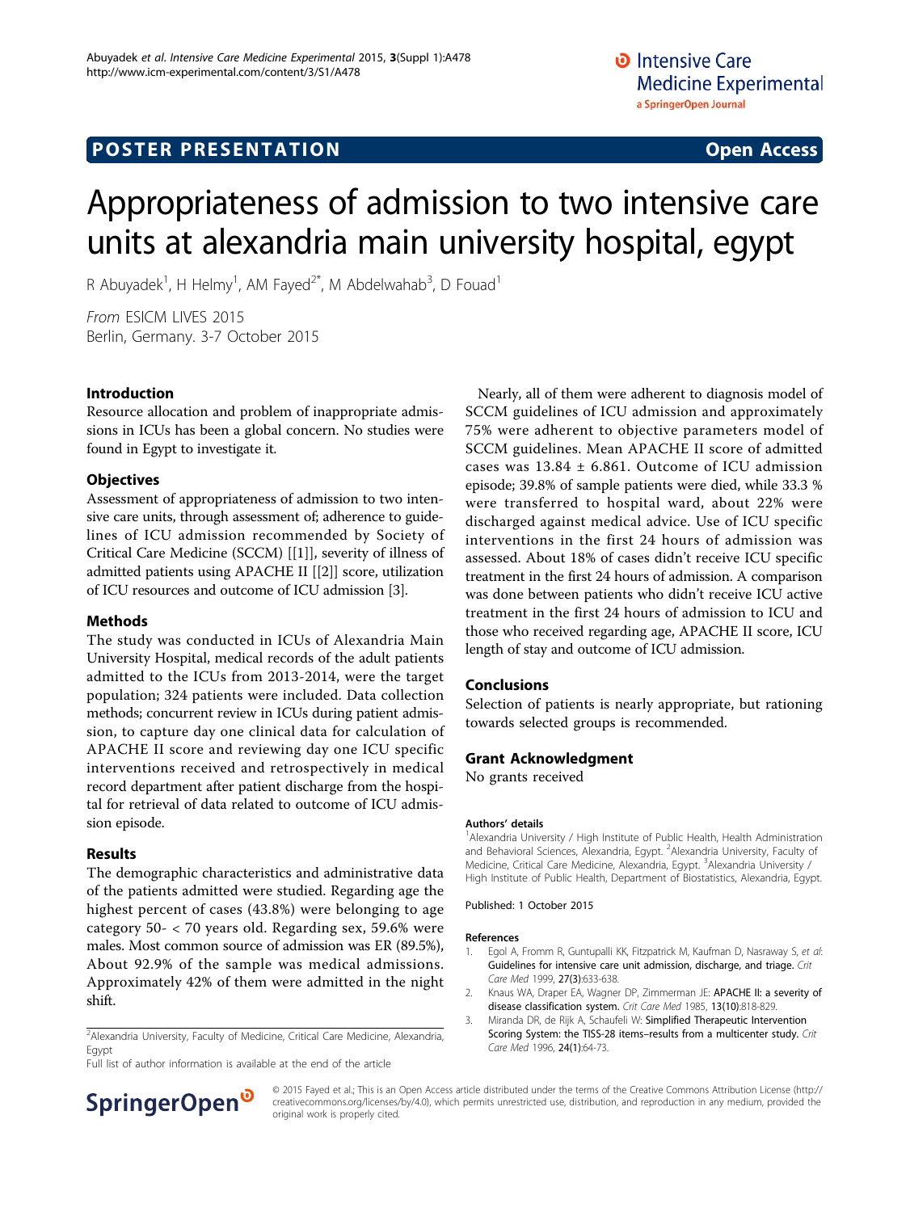POSTER PRESENTATION Open Access

# Appropriateness of admission to two intensive care units at alexandria main university hospital, egypt

R Abuyadek[1], H Helmy[1], AM Fayed[2*], M Abdelwahab[3], D Fouad[1]

*From* ESICM LIVES 2015
Berlin, Germany. 3-7 October 2015

## Introduction

Resource allocation and problem of inappropriate admissions in ICUs has been a global concern. No studies were found in Egypt to investigate it.

## Objectives

Assessment of appropriateness of admission to two intensive care units, through assessment of; adherence to guidelines of ICU admission recommended by Society of Critical Care Medicine (SCCM) [[1]], severity of illness of admitted patients using APACHE II [[2]] score, utilization of ICU resources and outcome of ICU admission [3].

## Methods

The study was conducted in ICUs of Alexandria Main University Hospital, medical records of the adult patients admitted to the ICUs from 2013-2014, were the target population; 324 patients were included. Data collection methods; concurrent review in ICUs during patient admission, to capture day one clinical data for calculation of APACHE II score and reviewing day one ICU specific interventions received and retrospectively in medical record department after patient discharge from the hospital for retrieval of data related to outcome of ICU admission episode.

## Results

The demographic characteristics and administrative data of the patients admitted were studied. Regarding age the highest percent of cases (43.8%) were belonging to age category 50- < 70 years old. Regarding sex, 59.6% were males. Most common source of admission was ER (89.5%), About 92.9% of the sample was medical admissions. Approximately 42% of them were admitted in the night shift.

Nearly, all of them were adherent to diagnosis model of SCCM guidelines of ICU admission and approximately 75% were adherent to objective parameters model of SCCM guidelines. Mean APACHE II score of admitted cases was 13.84 ± 6.861. Outcome of ICU admission episode; 39.8% of sample patients were died, while 33.3 % were transferred to hospital ward, about 22% were discharged against medical advice. Use of ICU specific interventions in the first 24 hours of admission was assessed. About 18% of cases didn't receive ICU specific treatment in the first 24 hours of admission. A comparison was done between patients who didn't receive ICU active treatment in the first 24 hours of admission to ICU and those who received regarding age, APACHE II score, ICU length of stay and outcome of ICU admission.

## Conclusions

Selection of patients is nearly appropriate, but rationing towards selected groups is recommended.

## Grant Acknowledgment

No grants received

**Authors' details**
[1]Alexandria University / High Institute of Public Health, Health Administration and Behavioral Sciences, Alexandria, Egypt. [2]Alexandria University, Faculty of Medicine, Critical Care Medicine, Alexandria, Egypt. [3]Alexandria University / High Institute of Public Health, Department of Biostatistics, Alexandria, Egypt.

Published: 1 October 2015

**References**

1. Egol A, Fromm R, Guntupalli KK, Fitzpatrick M, Kaufman D, Nasraway S, *et al*: **Guidelines for intensive care unit admission, discharge, and triage.** *Crit Care Med* 1999, **27(3)**:633-638.
2. Knaus WA, Draper EA, Wagner DP, Zimmerman JE: **APACHE II: a severity of disease classification system.** *Crit Care Med* 1985, **13(10)**:818-829.
3. Miranda DR, de Rijk A, Schaufeli W: **Simplified Therapeutic Intervention Scoring System: the TISS-28 items–results from a multicenter study.** *Crit Care Med* 1996, **24(1)**:64-73.

[2]Alexandria University, Faculty of Medicine, Critical Care Medicine, Alexandria, Egypt
Full list of author information is available at the end of the article

© 2015 Fayed et al.; This is an Open Access article distributed under the terms of the Creative Commons Attribution License (http://creativecommons.org/licenses/by/4.0), which permits unrestricted use, distribution, and reproduction in any medium, provided the original work is properly cited.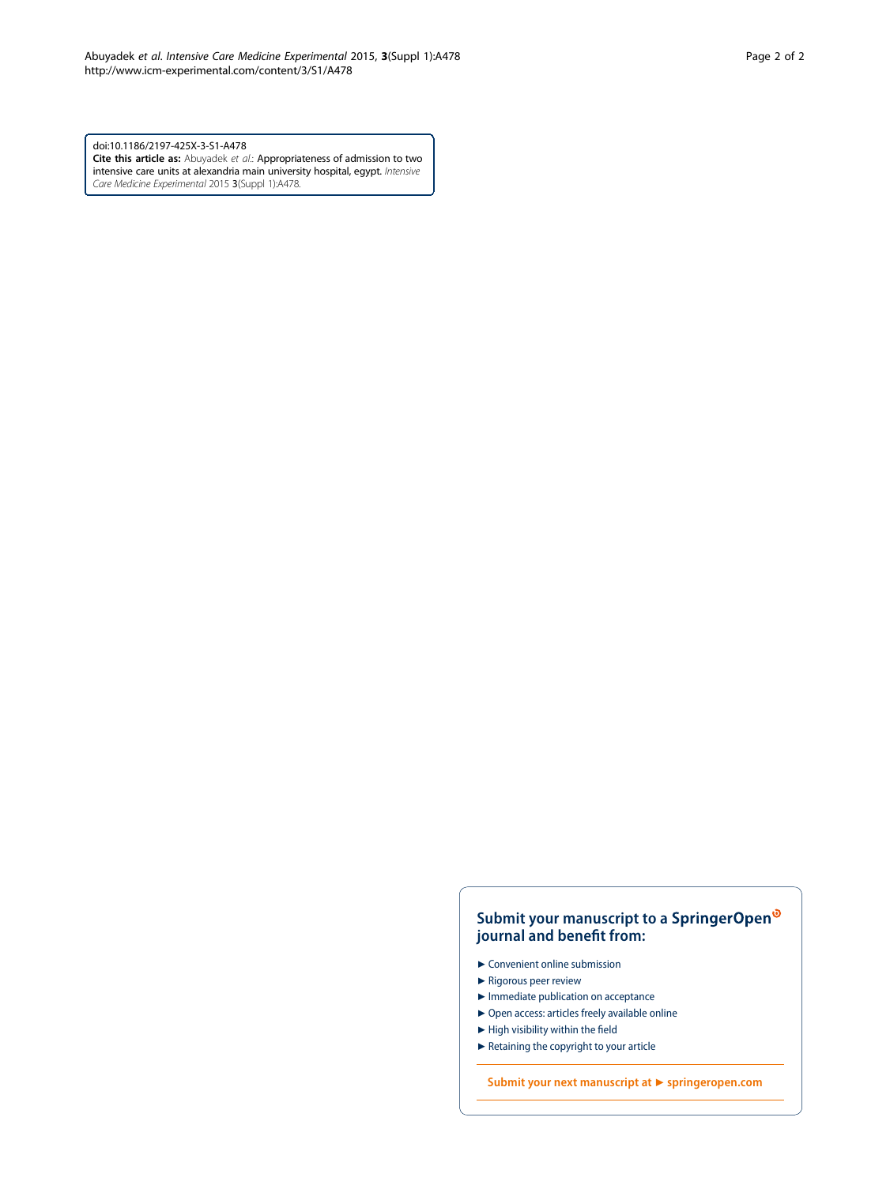doi:10.1186/2197-425X-3-S1-A478

**Cite this article as:** Abuyadek *et al.*: Appropriateness of admission to two intensive care units at alexandria main university hospital, egypt. *Intensive Care Medicine Experimental* 2015 **3**(Suppl 1):A478.

**Submit your manuscript to a SpringerOpen journal and benefit from:**

- ► Convenient online submission
- ► Rigorous peer review
- ► Immediate publication on acceptance
- ► Open access: articles freely available online
- ► High visibility within the field
- ► Retaining the copyright to your article

**Submit your next manuscript at ► springeropen.com**